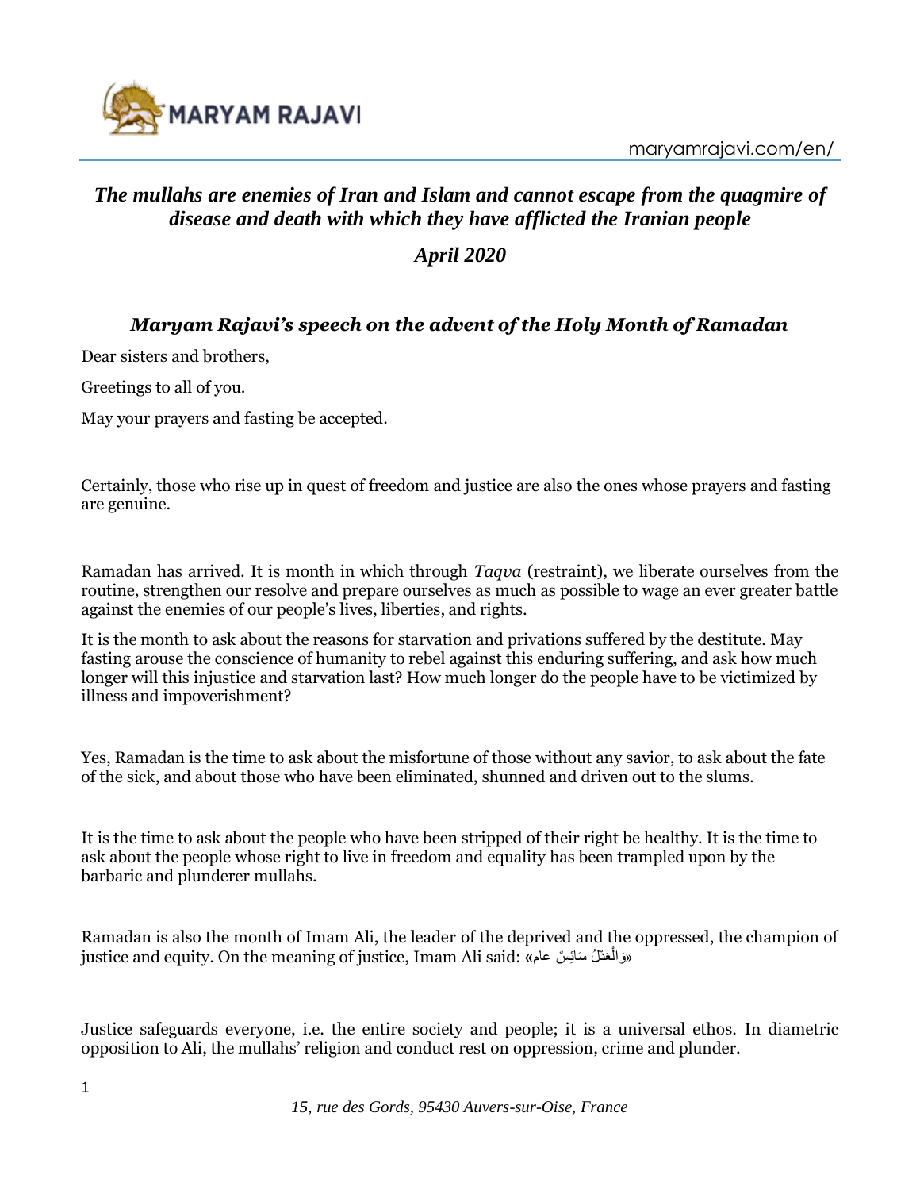## *The mullahs are enemies of Iran and Islam and cannot escape from the quagmire of disease and death with which they have afflicted the Iranian people*

### *April 2020*

### *Maryam Rajavi's speech on the advent of the Holy Month of Ramadan*

Dear sisters and brothers,

Greetings to all of you.

May your prayers and fasting be accepted.

Certainly, those who rise up in quest of freedom and justice are also the ones whose prayers and fasting are genuine.

Ramadan has arrived. It is month in which through *Taqva* (restraint), we liberate ourselves from the routine, strengthen our resolve and prepare ourselves as much as possible to wage an ever greater battle against the enemies of our people's lives, liberties, and rights.

It is the month to ask about the reasons for starvation and privations suffered by the destitute. May fasting arouse the conscience of humanity to rebel against this enduring suffering, and ask how much longer will this injustice and starvation last? How much longer do the people have to be victimized by illness and impoverishment?

Yes, Ramadan is the time to ask about the misfortune of those without any savior, to ask about the fate of the sick, and about those who have been eliminated, shunned and driven out to the slums.

It is the time to ask about the people who have been stripped of their right be healthy. It is the time to ask about the people whose right to live in freedom and equality has been trampled upon by the barbaric and plunderer mullahs.

Ramadan is also the month of Imam Ali, the leader of the deprived and the oppressed, the champion of justice and equity. On the meaning of justice, Imam Ali said: «وَالْعَدْلُ سَائِسٌ عام»

Justice safeguards everyone, i.e. the entire society and people; it is a universal ethos. In diametric opposition to Ali, the mullahs' religion and conduct rest on oppression, crime and plunder.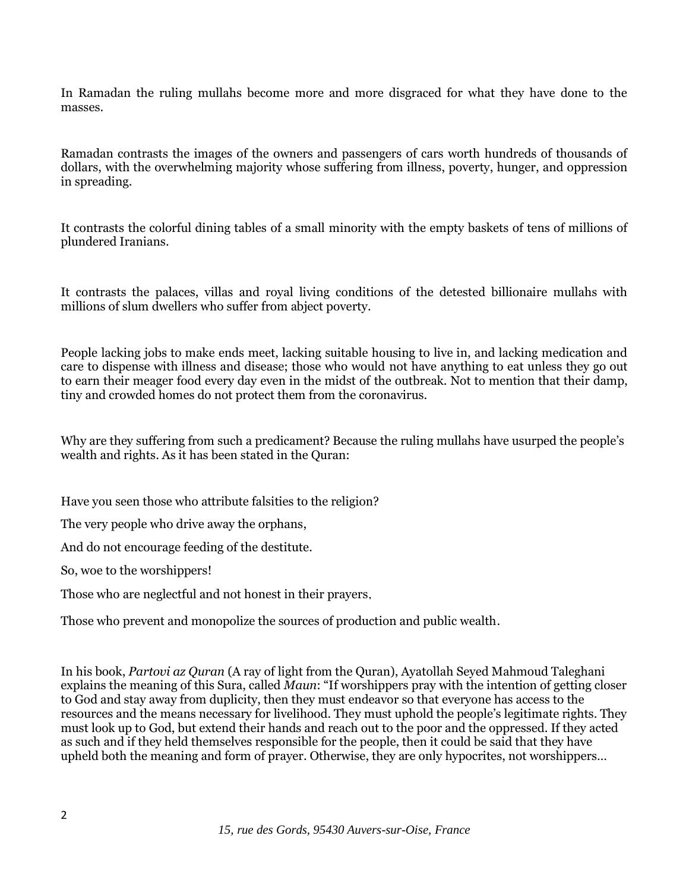In Ramadan the ruling mullahs become more and more disgraced for what they have done to the masses.

Ramadan contrasts the images of the owners and passengers of cars worth hundreds of thousands of dollars, with the overwhelming majority whose suffering from illness, poverty, hunger, and oppression in spreading.

It contrasts the colorful dining tables of a small minority with the empty baskets of tens of millions of plundered Iranians.

It contrasts the palaces, villas and royal living conditions of the detested billionaire mullahs with millions of slum dwellers who suffer from abject poverty.

People lacking jobs to make ends meet, lacking suitable housing to live in, and lacking medication and care to dispense with illness and disease; those who would not have anything to eat unless they go out to earn their meager food every day even in the midst of the outbreak. Not to mention that their damp, tiny and crowded homes do not protect them from the coronavirus.

Why are they suffering from such a predicament? Because the ruling mullahs have usurped the people's wealth and rights. As it has been stated in the Quran:

Have you seen those who attribute falsities to the religion?

The very people who drive away the orphans,

And do not encourage feeding of the destitute.

So, woe to the worshippers!

Those who are neglectful and not honest in their prayers,

Those who prevent and monopolize the sources of production and public wealth.

In his book, *Partovi az Quran* (A ray of light from the Quran), Ayatollah Seyed Mahmoud Taleghani explains the meaning of this Sura, called *Maun*: "If worshippers pray with the intention of getting closer to God and stay away from duplicity, then they must endeavor so that everyone has access to the resources and the means necessary for livelihood. They must uphold the people's legitimate rights. They must look up to God, but extend their hands and reach out to the poor and the oppressed. If they acted as such and if they held themselves responsible for the people, then it could be said that they have upheld both the meaning and form of prayer. Otherwise, they are only hypocrites, not worshippers...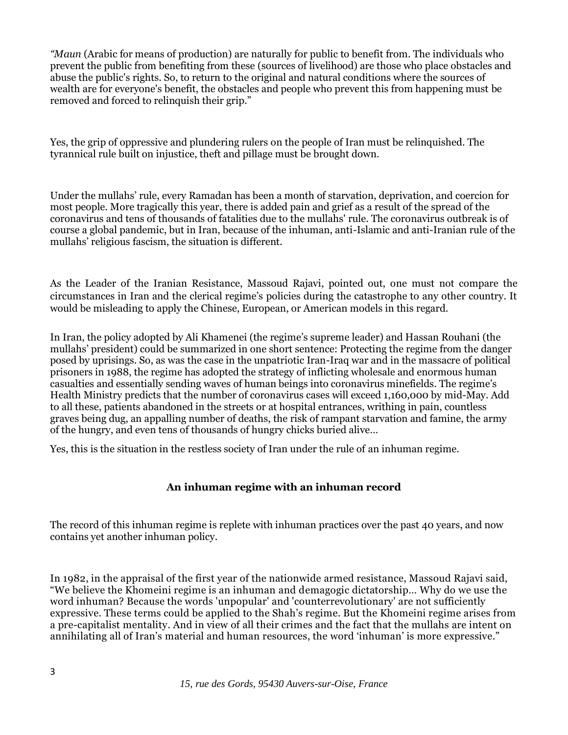*"Maun* (Arabic for means of production) are naturally for public to benefit from. The individuals who prevent the public from benefiting from these (sources of livelihood) are those who place obstacles and abuse the public's rights. So, to return to the original and natural conditions where the sources of wealth are for everyone's benefit, the obstacles and people who prevent this from happening must be removed and forced to relinquish their grip."

Yes, the grip of oppressive and plundering rulers on the people of Iran must be relinquished. The tyrannical rule built on injustice, theft and pillage must be brought down.

Under the mullahs' rule, every Ramadan has been a month of starvation, deprivation, and coercion for most people. More tragically this year, there is added pain and grief as a result of the spread of the coronavirus and tens of thousands of fatalities due to the mullahs' rule. The coronavirus outbreak is of course a global pandemic, but in Iran, because of the inhuman, anti-Islamic and anti-Iranian rule of the mullahs' religious fascism, the situation is different.

As the Leader of the Iranian Resistance, Massoud Rajavi, pointed out, one must not compare the circumstances in Iran and the clerical regime's policies during the catastrophe to any other country. It would be misleading to apply the Chinese, European, or American models in this regard.

In Iran, the policy adopted by Ali Khamenei (the regime's supreme leader) and Hassan Rouhani (the mullahs' president) could be summarized in one short sentence: Protecting the regime from the danger posed by uprisings. So, as was the case in the unpatriotic Iran-Iraq war and in the massacre of political prisoners in 1988, the regime has adopted the strategy of inflicting wholesale and enormous human casualties and essentially sending waves of human beings into coronavirus minefields. The regime's Health Ministry predicts that the number of coronavirus cases will exceed 1,160,000 by mid-May. Add to all these, patients abandoned in the streets or at hospital entrances, writhing in pain, countless graves being dug, an appalling number of deaths, the risk of rampant starvation and famine, the army of the hungry, and even tens of thousands of hungry chicks buried alive…

Yes, this is the situation in the restless society of Iran under the rule of an inhuman regime.

## An inhuman regime with an inhuman record

The record of this inhuman regime is replete with inhuman practices over the past 40 years, and now contains yet another inhuman policy.

In 1982, in the appraisal of the first year of the nationwide armed resistance, Massoud Rajavi said, "We believe the Khomeini regime is an inhuman and demagogic dictatorship… Why do we use the word inhuman? Because the words 'unpopular' and 'counterrevolutionary' are not sufficiently expressive. These terms could be applied to the Shah's regime. But the Khomeini regime arises from a pre-capitalist mentality. And in view of all their crimes and the fact that the mullahs are intent on annihilating all of Iran's material and human resources, the word 'inhuman' is more expressive."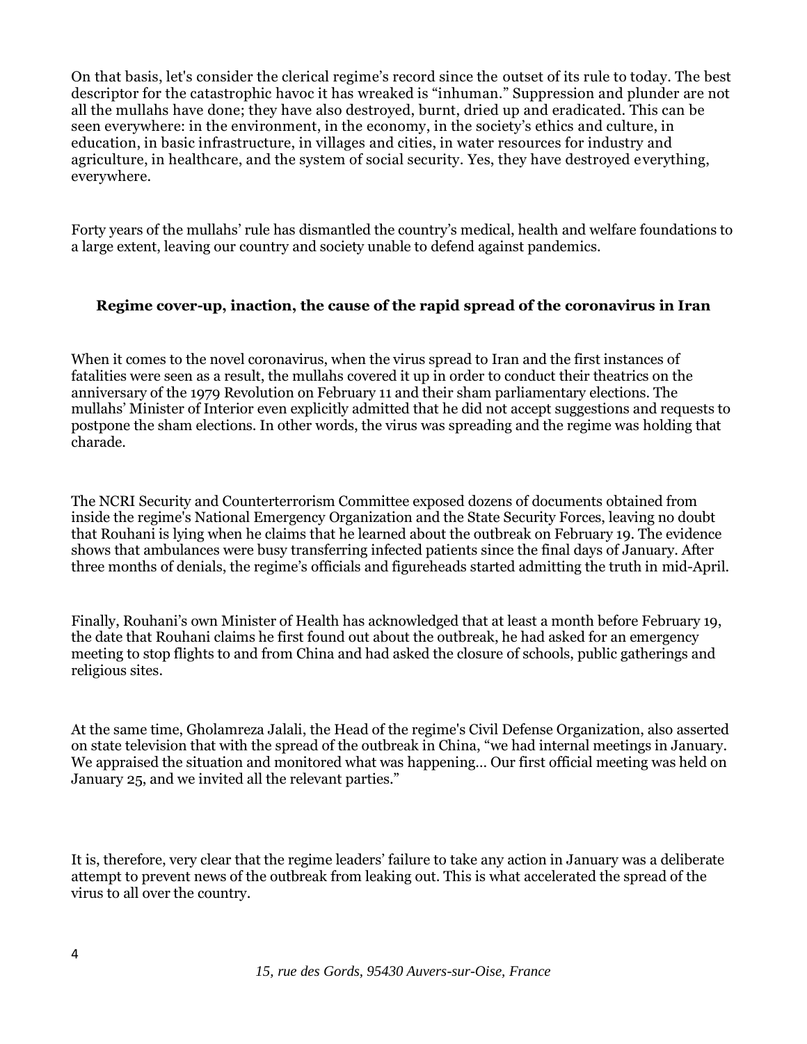On that basis, let's consider the clerical regime's record since the outset of its rule to today. The best descriptor for the catastrophic havoc it has wreaked is "inhuman." Suppression and plunder are not all the mullahs have done; they have also destroyed, burnt, dried up and eradicated. This can be seen everywhere: in the environment, in the economy, in the society's ethics and culture, in education, in basic infrastructure, in villages and cities, in water resources for industry and agriculture, in healthcare, and the system of social security. Yes, they have destroyed everything, everywhere.

Forty years of the mullahs' rule has dismantled the country's medical, health and welfare foundations to a large extent, leaving our country and society unable to defend against pandemics.

**Regime cover-up, inaction, the cause of the rapid spread of the coronavirus in Iran**

When it comes to the novel coronavirus, when the virus spread to Iran and the first instances of fatalities were seen as a result, the mullahs covered it up in order to conduct their theatrics on the anniversary of the 1979 Revolution on February 11 and their sham parliamentary elections. The mullahs' Minister of Interior even explicitly admitted that he did not accept suggestions and requests to postpone the sham elections. In other words, the virus was spreading and the regime was holding that charade.

The NCRI Security and Counterterrorism Committee exposed dozens of documents obtained from inside the regime's National Emergency Organization and the State Security Forces, leaving no doubt that Rouhani is lying when he claims that he learned about the outbreak on February 19. The evidence shows that ambulances were busy transferring infected patients since the final days of January. After three months of denials, the regime's officials and figureheads started admitting the truth in mid-April.

Finally, Rouhani's own Minister of Health has acknowledged that at least a month before February 19, the date that Rouhani claims he first found out about the outbreak, he had asked for an emergency meeting to stop flights to and from China and had asked the closure of schools, public gatherings and religious sites.

At the same time, Gholamreza Jalali, the Head of the regime's Civil Defense Organization, also asserted on state television that with the spread of the outbreak in China, "we had internal meetings in January. We appraised the situation and monitored what was happening... Our first official meeting was held on January 25, and we invited all the relevant parties."

It is, therefore, very clear that the regime leaders' failure to take any action in January was a deliberate attempt to prevent news of the outbreak from leaking out. This is what accelerated the spread of the virus to all over the country.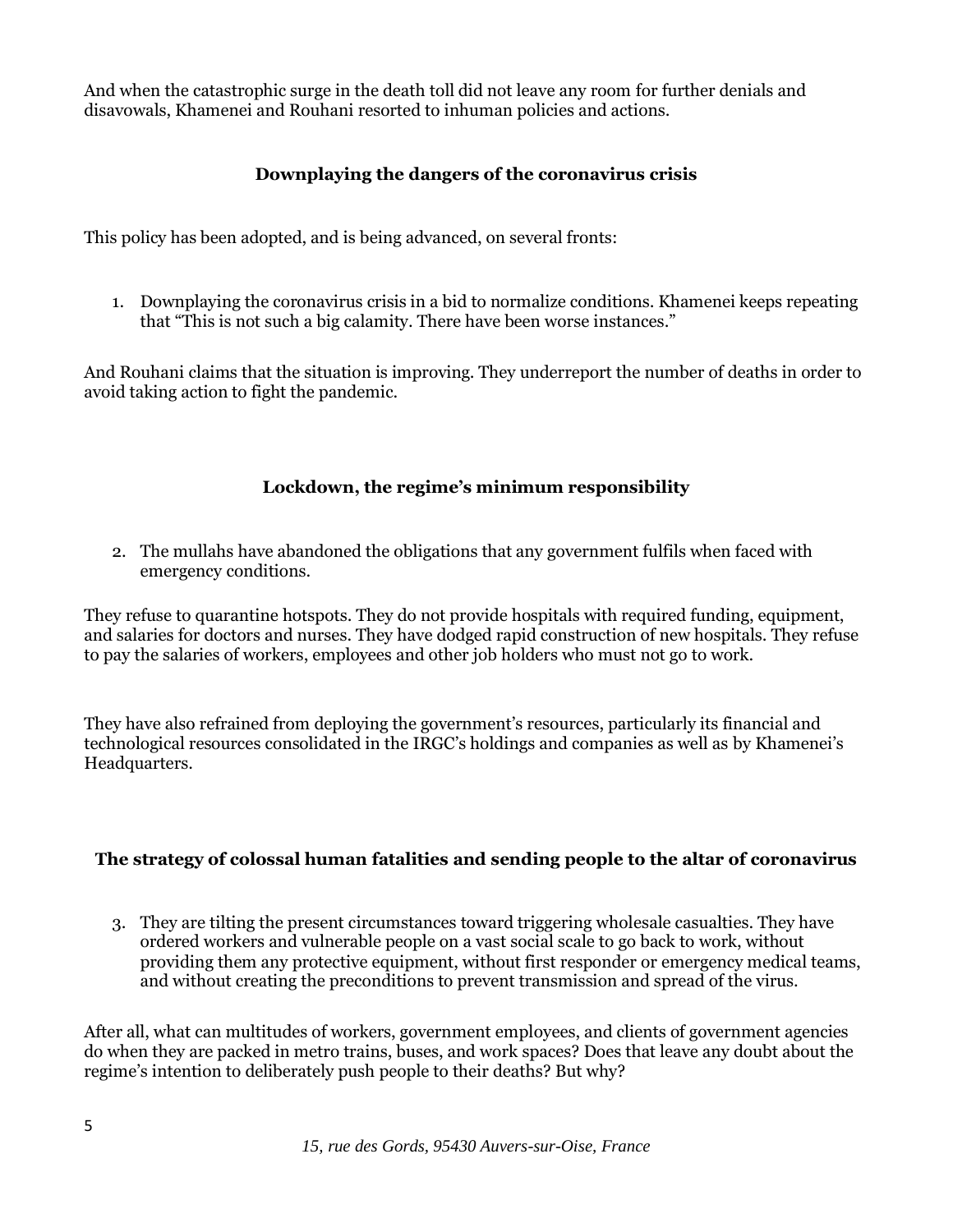And when the catastrophic surge in the death toll did not leave any room for further denials and disavowals, Khamenei and Rouhani resorted to inhuman policies and actions.

### Downplaying the dangers of the coronavirus crisis

This policy has been adopted, and is being advanced, on several fronts:

1. Downplaying the coronavirus crisis in a bid to normalize conditions. Khamenei keeps repeating that "This is not such a big calamity. There have been worse instances."

And Rouhani claims that the situation is improving. They underreport the number of deaths in order to avoid taking action to fight the pandemic.

### Lockdown, the regime's minimum responsibility

2. The mullahs have abandoned the obligations that any government fulfils when faced with emergency conditions.

They refuse to quarantine hotspots. They do not provide hospitals with required funding, equipment, and salaries for doctors and nurses. They have dodged rapid construction of new hospitals. They refuse to pay the salaries of workers, employees and other job holders who must not go to work.

They have also refrained from deploying the government's resources, particularly its financial and technological resources consolidated in the IRGC's holdings and companies as well as by Khamenei's Headquarters.

### The strategy of colossal human fatalities and sending people to the altar of coronavirus

3. They are tilting the present circumstances toward triggering wholesale casualties. They have ordered workers and vulnerable people on a vast social scale to go back to work, without providing them any protective equipment, without first responder or emergency medical teams, and without creating the preconditions to prevent transmission and spread of the virus.

After all, what can multitudes of workers, government employees, and clients of government agencies do when they are packed in metro trains, buses, and work spaces? Does that leave any doubt about the regime's intention to deliberately push people to their deaths? But why?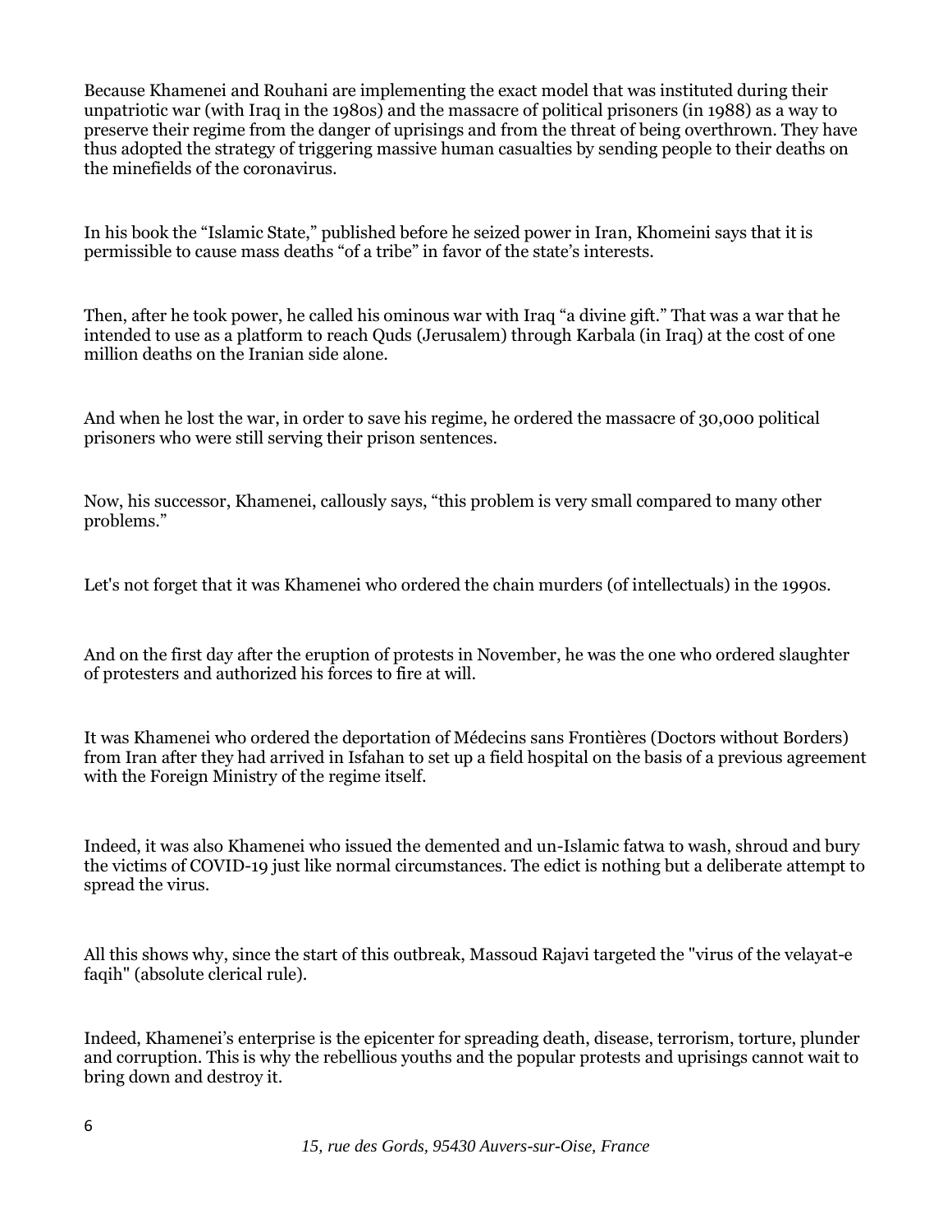Because Khamenei and Rouhani are implementing the exact model that was instituted during their unpatriotic war (with Iraq in the 1980s) and the massacre of political prisoners (in 1988) as a way to preserve their regime from the danger of uprisings and from the threat of being overthrown. They have thus adopted the strategy of triggering massive human casualties by sending people to their deaths on the minefields of the coronavirus.

In his book the "Islamic State," published before he seized power in Iran, Khomeini says that it is permissible to cause mass deaths "of a tribe" in favor of the state's interests.

Then, after he took power, he called his ominous war with Iraq "a divine gift." That was a war that he intended to use as a platform to reach Quds (Jerusalem) through Karbala (in Iraq) at the cost of one million deaths on the Iranian side alone.

And when he lost the war, in order to save his regime, he ordered the massacre of 30,000 political prisoners who were still serving their prison sentences.

Now, his successor, Khamenei, callously says, "this problem is very small compared to many other problems."

Let's not forget that it was Khamenei who ordered the chain murders (of intellectuals) in the 1990s.

And on the first day after the eruption of protests in November, he was the one who ordered slaughter of protesters and authorized his forces to fire at will.

It was Khamenei who ordered the deportation of Médecins sans Frontières (Doctors without Borders) from Iran after they had arrived in Isfahan to set up a field hospital on the basis of a previous agreement with the Foreign Ministry of the regime itself.

Indeed, it was also Khamenei who issued the demented and un-Islamic fatwa to wash, shroud and bury the victims of COVID-19 just like normal circumstances. The edict is nothing but a deliberate attempt to spread the virus.

All this shows why, since the start of this outbreak, Massoud Rajavi targeted the "virus of the velayat-e faqih" (absolute clerical rule).

Indeed, Khamenei's enterprise is the epicenter for spreading death, disease, terrorism, torture, plunder and corruption. This is why the rebellious youths and the popular protests and uprisings cannot wait to bring down and destroy it.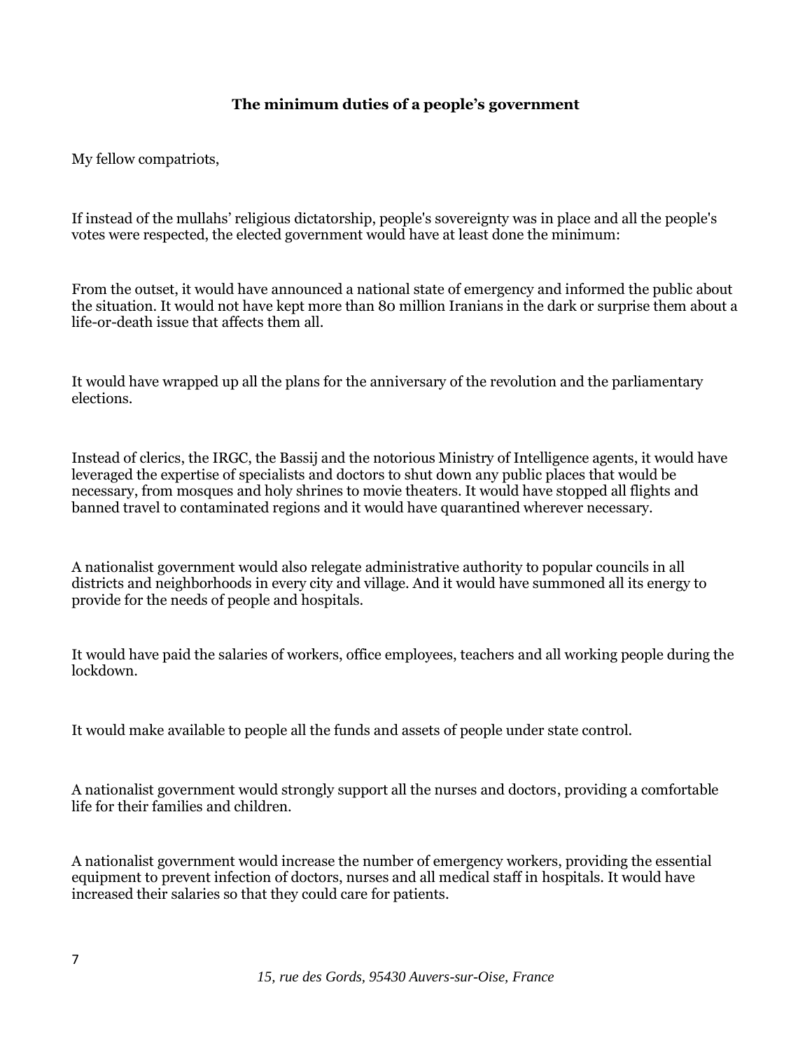**The minimum duties of a people's government**

My fellow compatriots,

If instead of the mullahs' religious dictatorship, people's sovereignty was in place and all the people's votes were respected, the elected government would have at least done the minimum:

From the outset, it would have announced a national state of emergency and informed the public about the situation. It would not have kept more than 80 million Iranians in the dark or surprise them about a life-or-death issue that affects them all.

It would have wrapped up all the plans for the anniversary of the revolution and the parliamentary elections.

Instead of clerics, the IRGC, the Bassij and the notorious Ministry of Intelligence agents, it would have leveraged the expertise of specialists and doctors to shut down any public places that would be necessary, from mosques and holy shrines to movie theaters. It would have stopped all flights and banned travel to contaminated regions and it would have quarantined wherever necessary.

A nationalist government would also relegate administrative authority to popular councils in all districts and neighborhoods in every city and village. And it would have summoned all its energy to provide for the needs of people and hospitals.

It would have paid the salaries of workers, office employees, teachers and all working people during the lockdown.

It would make available to people all the funds and assets of people under state control.

A nationalist government would strongly support all the nurses and doctors, providing a comfortable life for their families and children.

A nationalist government would increase the number of emergency workers, providing the essential equipment to prevent infection of doctors, nurses and all medical staff in hospitals. It would have increased their salaries so that they could care for patients.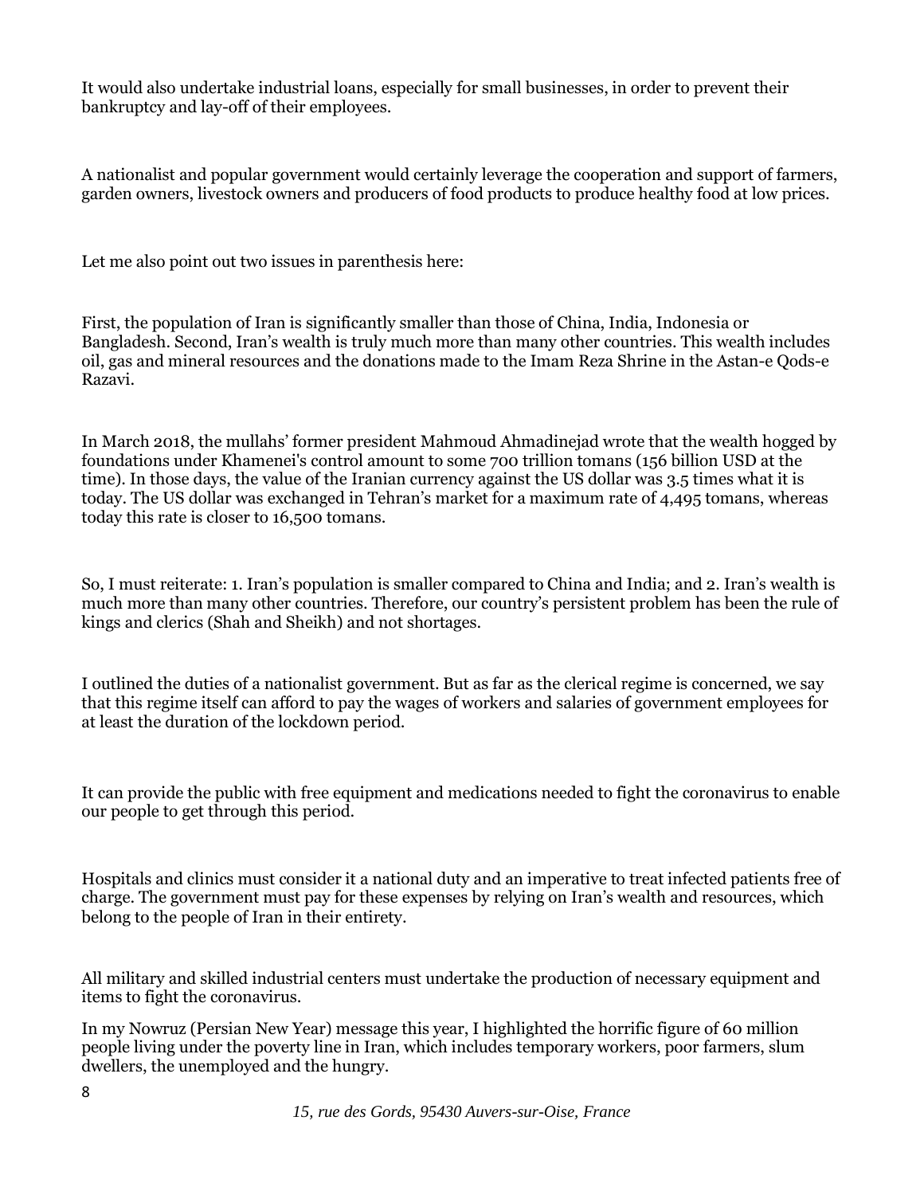It would also undertake industrial loans, especially for small businesses, in order to prevent their bankruptcy and lay-off of their employees.

A nationalist and popular government would certainly leverage the cooperation and support of farmers, garden owners, livestock owners and producers of food products to produce healthy food at low prices.

Let me also point out two issues in parenthesis here:

First, the population of Iran is significantly smaller than those of China, India, Indonesia or Bangladesh. Second, Iran's wealth is truly much more than many other countries. This wealth includes oil, gas and mineral resources and the donations made to the Imam Reza Shrine in the Astan-e Qods-e Razavi.

In March 2018, the mullahs' former president Mahmoud Ahmadinejad wrote that the wealth hogged by foundations under Khamenei's control amount to some 700 trillion tomans (156 billion USD at the time). In those days, the value of the Iranian currency against the US dollar was 3.5 times what it is today. The US dollar was exchanged in Tehran's market for a maximum rate of 4,495 tomans, whereas today this rate is closer to 16,500 tomans.

So, I must reiterate: 1. Iran's population is smaller compared to China and India; and 2. Iran's wealth is much more than many other countries. Therefore, our country's persistent problem has been the rule of kings and clerics (Shah and Sheikh) and not shortages.

I outlined the duties of a nationalist government. But as far as the clerical regime is concerned, we say that this regime itself can afford to pay the wages of workers and salaries of government employees for at least the duration of the lockdown period.

It can provide the public with free equipment and medications needed to fight the coronavirus to enable our people to get through this period.

Hospitals and clinics must consider it a national duty and an imperative to treat infected patients free of charge. The government must pay for these expenses by relying on Iran's wealth and resources, which belong to the people of Iran in their entirety.

All military and skilled industrial centers must undertake the production of necessary equipment and items to fight the coronavirus.

In my Nowruz (Persian New Year) message this year, I highlighted the horrific figure of 60 million people living under the poverty line in Iran, which includes temporary workers, poor farmers, slum dwellers, the unemployed and the hungry.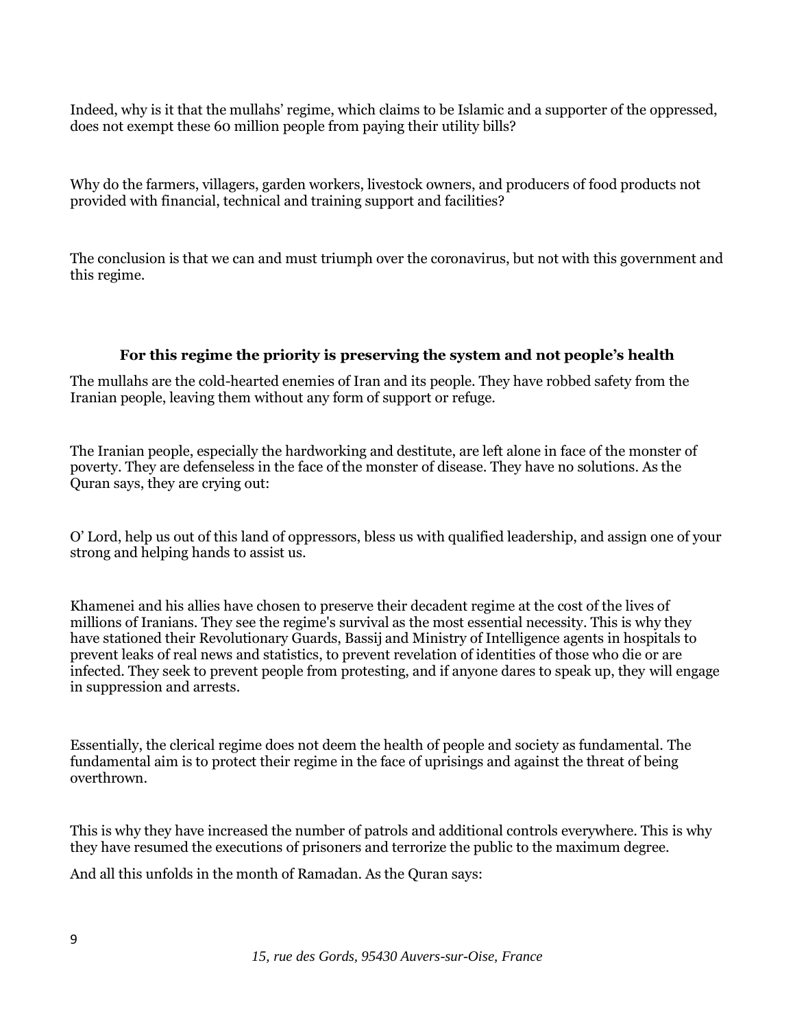Indeed, why is it that the mullahs' regime, which claims to be Islamic and a supporter of the oppressed, does not exempt these 60 million people from paying their utility bills?

Why do the farmers, villagers, garden workers, livestock owners, and producers of food products not provided with financial, technical and training support and facilities?

The conclusion is that we can and must triumph over the coronavirus, but not with this government and this regime.

### For this regime the priority is preserving the system and not people's health

The mullahs are the cold-hearted enemies of Iran and its people. They have robbed safety from the Iranian people, leaving them without any form of support or refuge.

The Iranian people, especially the hardworking and destitute, are left alone in face of the monster of poverty. They are defenseless in the face of the monster of disease. They have no solutions. As the Quran says, they are crying out:

O' Lord, help us out of this land of oppressors, bless us with qualified leadership, and assign one of your strong and helping hands to assist us.

Khamenei and his allies have chosen to preserve their decadent regime at the cost of the lives of millions of Iranians. They see the regime's survival as the most essential necessity. This is why they have stationed their Revolutionary Guards, Bassij and Ministry of Intelligence agents in hospitals to prevent leaks of real news and statistics, to prevent revelation of identities of those who die or are infected. They seek to prevent people from protesting, and if anyone dares to speak up, they will engage in suppression and arrests.

Essentially, the clerical regime does not deem the health of people and society as fundamental. The fundamental aim is to protect their regime in the face of uprisings and against the threat of being overthrown.

This is why they have increased the number of patrols and additional controls everywhere. This is why they have resumed the executions of prisoners and terrorize the public to the maximum degree.

And all this unfolds in the month of Ramadan. As the Quran says: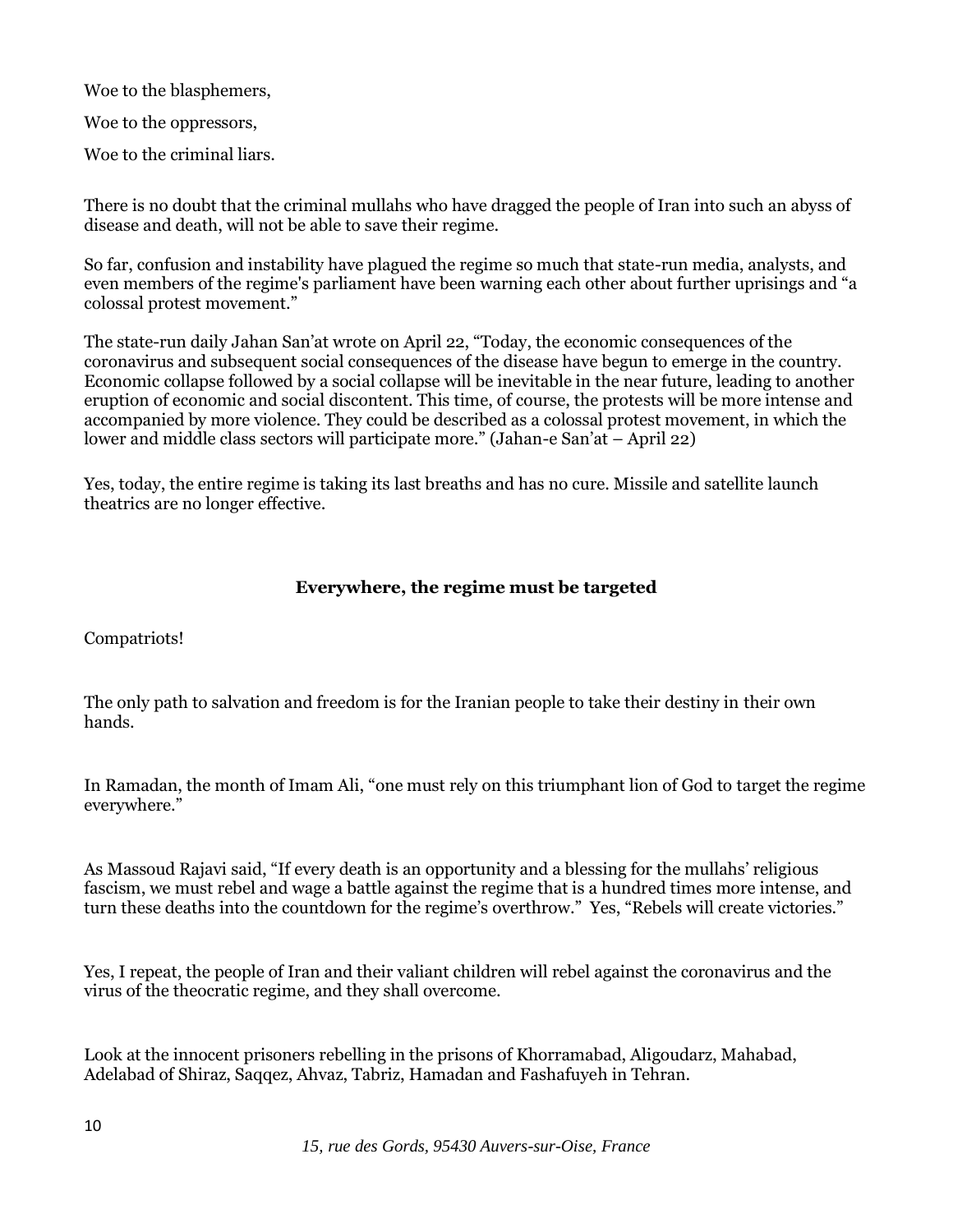Woe to the blasphemers,

Woe to the oppressors,

Woe to the criminal liars.

There is no doubt that the criminal mullahs who have dragged the people of Iran into such an abyss of disease and death, will not be able to save their regime.

So far, confusion and instability have plagued the regime so much that state-run media, analysts, and even members of the regime's parliament have been warning each other about further uprisings and “a colossal protest movement.”

The state-run daily Jahan San’at wrote on April 22, “Today, the economic consequences of the coronavirus and subsequent social consequences of the disease have begun to emerge in the country. Economic collapse followed by a social collapse will be inevitable in the near future, leading to another eruption of economic and social discontent. This time, of course, the protests will be more intense and accompanied by more violence. They could be described as a colossal protest movement, in which the lower and middle class sectors will participate more.” (Jahan-e San’at – April 22)

Yes, today, the entire regime is taking its last breaths and has no cure. Missile and satellite launch theatrics are no longer effective.

## Everywhere, the regime must be targeted

Compatriots!

The only path to salvation and freedom is for the Iranian people to take their destiny in their own hands.

In Ramadan, the month of Imam Ali, “one must rely on this triumphant lion of God to target the regime everywhere.”

As Massoud Rajavi said, “If every death is an opportunity and a blessing for the mullahs’ religious fascism, we must rebel and wage a battle against the regime that is a hundred times more intense, and turn these deaths into the countdown for the regime’s overthrow.” Yes, “Rebels will create victories.”

Yes, I repeat, the people of Iran and their valiant children will rebel against the coronavirus and the virus of the theocratic regime, and they shall overcome.

Look at the innocent prisoners rebelling in the prisons of Khorramabad, Aligoudarz, Mahabad, Adelabad of Shiraz, Saqqez, Ahvaz, Tabriz, Hamadan and Fashafuyeh in Tehran.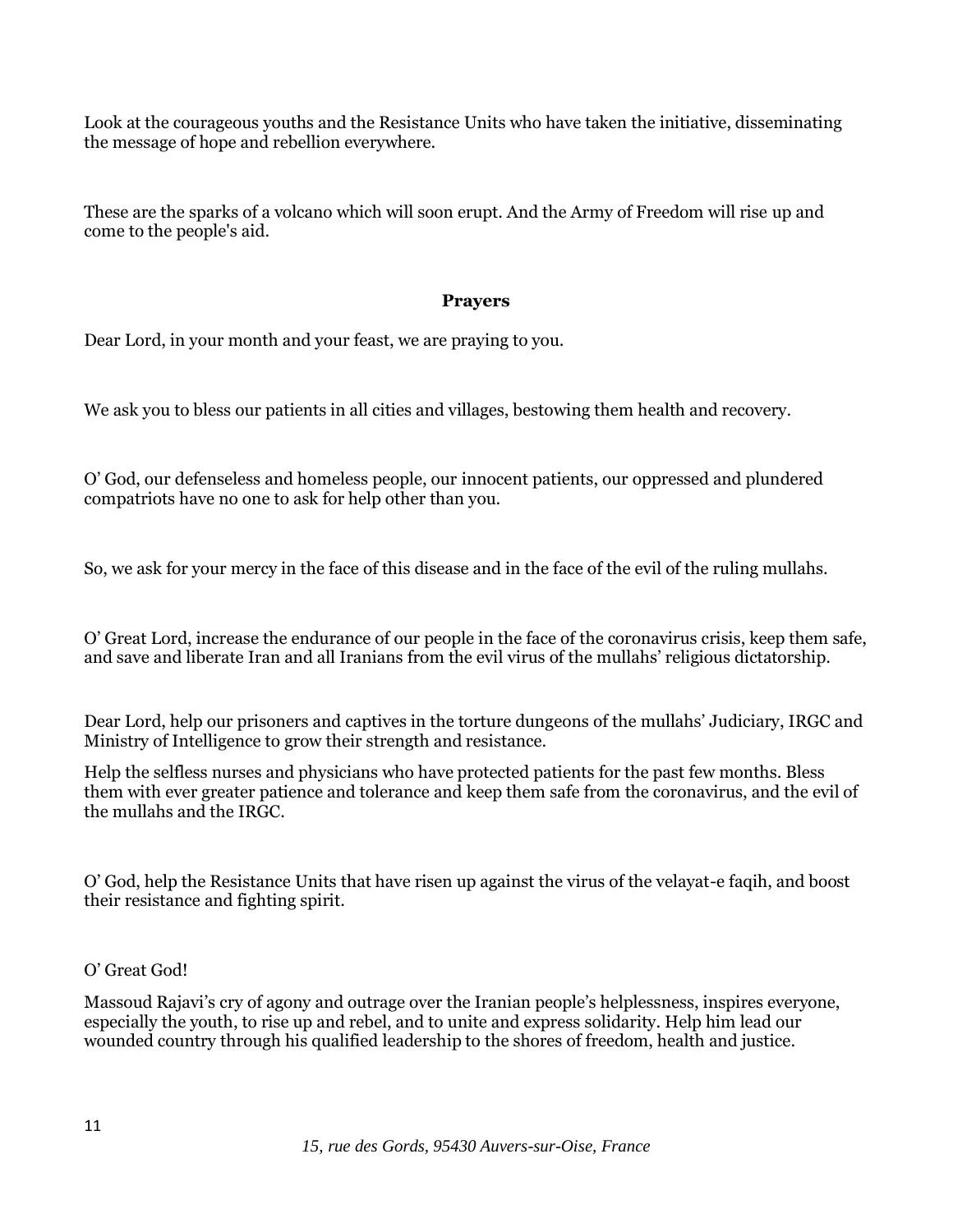Look at the courageous youths and the Resistance Units who have taken the initiative, disseminating the message of hope and rebellion everywhere.

These are the sparks of a volcano which will soon erupt. And the Army of Freedom will rise up and come to the people's aid.

**Prayers**

Dear Lord, in your month and your feast, we are praying to you.

We ask you to bless our patients in all cities and villages, bestowing them health and recovery.

O' God, our defenseless and homeless people, our innocent patients, our oppressed and plundered compatriots have no one to ask for help other than you.

So, we ask for your mercy in the face of this disease and in the face of the evil of the ruling mullahs.

O' Great Lord, increase the endurance of our people in the face of the coronavirus crisis, keep them safe, and save and liberate Iran and all Iranians from the evil virus of the mullahs' religious dictatorship.

Dear Lord, help our prisoners and captives in the torture dungeons of the mullahs' Judiciary, IRGC and Ministry of Intelligence to grow their strength and resistance.

Help the selfless nurses and physicians who have protected patients for the past few months. Bless them with ever greater patience and tolerance and keep them safe from the coronavirus, and the evil of the mullahs and the IRGC.

O' God, help the Resistance Units that have risen up against the virus of the velayat-e faqih, and boost their resistance and fighting spirit.

O' Great God!

Massoud Rajavi's cry of agony and outrage over the Iranian people's helplessness, inspires everyone, especially the youth, to rise up and rebel, and to unite and express solidarity. Help him lead our wounded country through his qualified leadership to the shores of freedom, health and justice.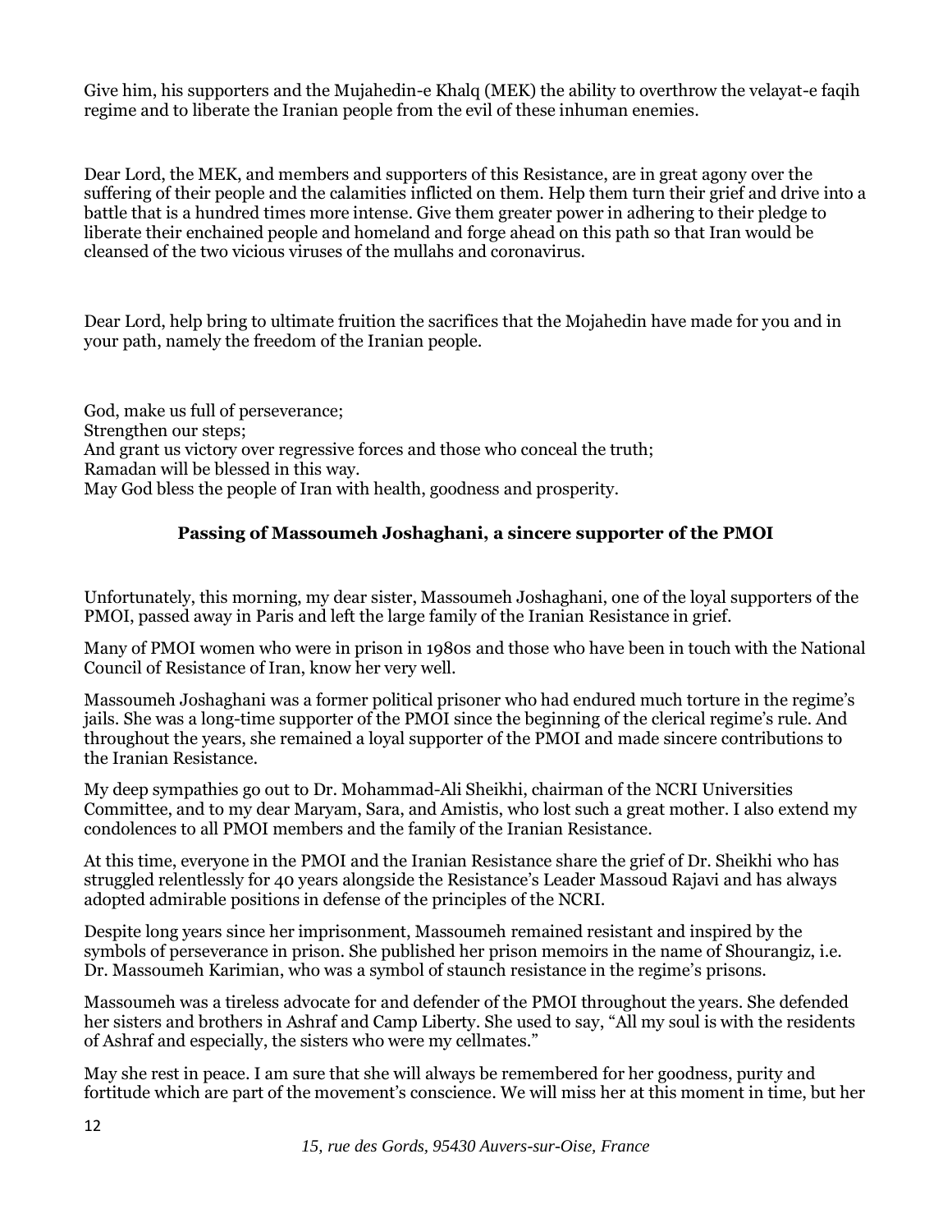Give him, his supporters and the Mujahedin-e Khalq (MEK) the ability to overthrow the velayat-e faqih regime and to liberate the Iranian people from the evil of these inhuman enemies.

Dear Lord, the MEK, and members and supporters of this Resistance, are in great agony over the suffering of their people and the calamities inflicted on them. Help them turn their grief and drive into a battle that is a hundred times more intense. Give them greater power in adhering to their pledge to liberate their enchained people and homeland and forge ahead on this path so that Iran would be cleansed of the two vicious viruses of the mullahs and coronavirus.

Dear Lord, help bring to ultimate fruition the sacrifices that the Mojahedin have made for you and in your path, namely the freedom of the Iranian people.

God, make us full of perseverance;
Strengthen our steps;
And grant us victory over regressive forces and those who conceal the truth;
Ramadan will be blessed in this way.
May God bless the people of Iran with health, goodness and prosperity.

## Passing of Massoumeh Joshaghani, a sincere supporter of the PMOI

Unfortunately, this morning, my dear sister, Massoumeh Joshaghani, one of the loyal supporters of the PMOI, passed away in Paris and left the large family of the Iranian Resistance in grief.

Many of PMOI women who were in prison in 1980s and those who have been in touch with the National Council of Resistance of Iran, know her very well.

Massoumeh Joshaghani was a former political prisoner who had endured much torture in the regime's jails. She was a long-time supporter of the PMOI since the beginning of the clerical regime's rule. And throughout the years, she remained a loyal supporter of the PMOI and made sincere contributions to the Iranian Resistance.

My deep sympathies go out to Dr. Mohammad-Ali Sheikhi, chairman of the NCRI Universities Committee, and to my dear Maryam, Sara, and Amistis, who lost such a great mother. I also extend my condolences to all PMOI members and the family of the Iranian Resistance.

At this time, everyone in the PMOI and the Iranian Resistance share the grief of Dr. Sheikhi who has struggled relentlessly for 40 years alongside the Resistance's Leader Massoud Rajavi and has always adopted admirable positions in defense of the principles of the NCRI.

Despite long years since her imprisonment, Massoumeh remained resistant and inspired by the symbols of perseverance in prison. She published her prison memoirs in the name of Shourangiz, i.e. Dr. Massoumeh Karimian, who was a symbol of staunch resistance in the regime's prisons.

Massoumeh was a tireless advocate for and defender of the PMOI throughout the years. She defended her sisters and brothers in Ashraf and Camp Liberty. She used to say, "All my soul is with the residents of Ashraf and especially, the sisters who were my cellmates."

May she rest in peace. I am sure that she will always be remembered for her goodness, purity and fortitude which are part of the movement's conscience. We will miss her at this moment in time, but her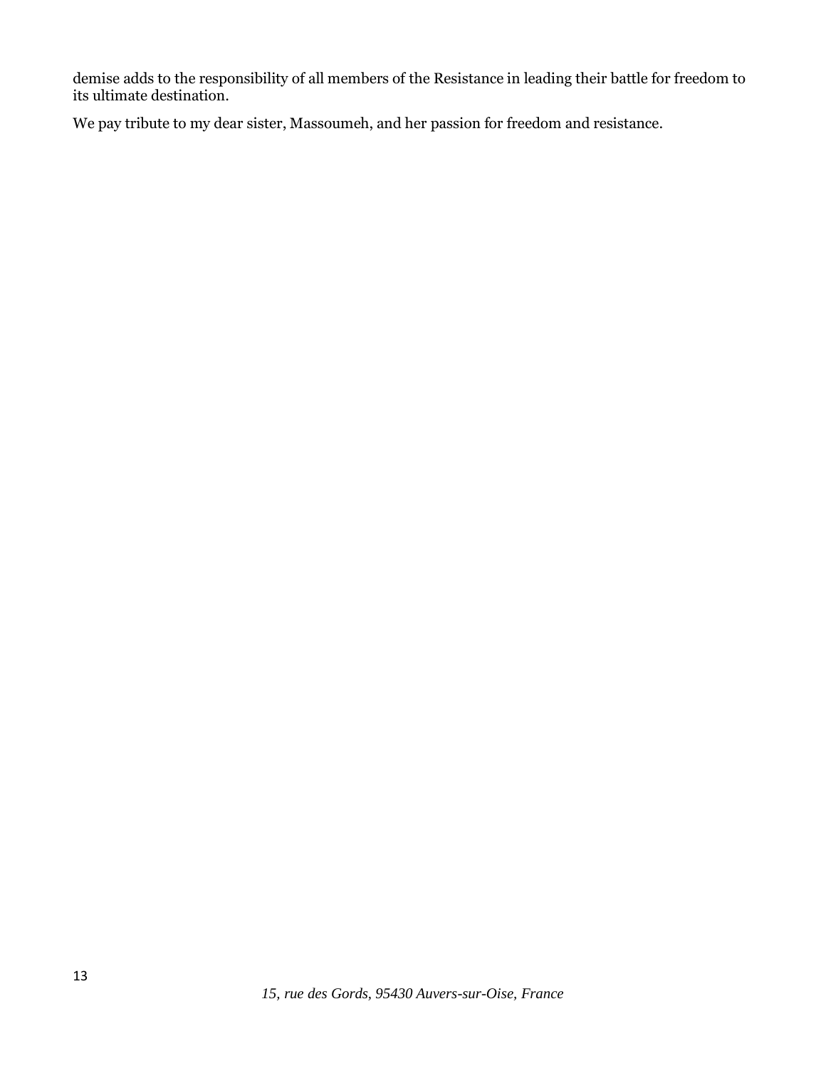demise adds to the responsibility of all members of the Resistance in leading their battle for freedom to its ultimate destination.

We pay tribute to my dear sister, Massoumeh, and her passion for freedom and resistance.